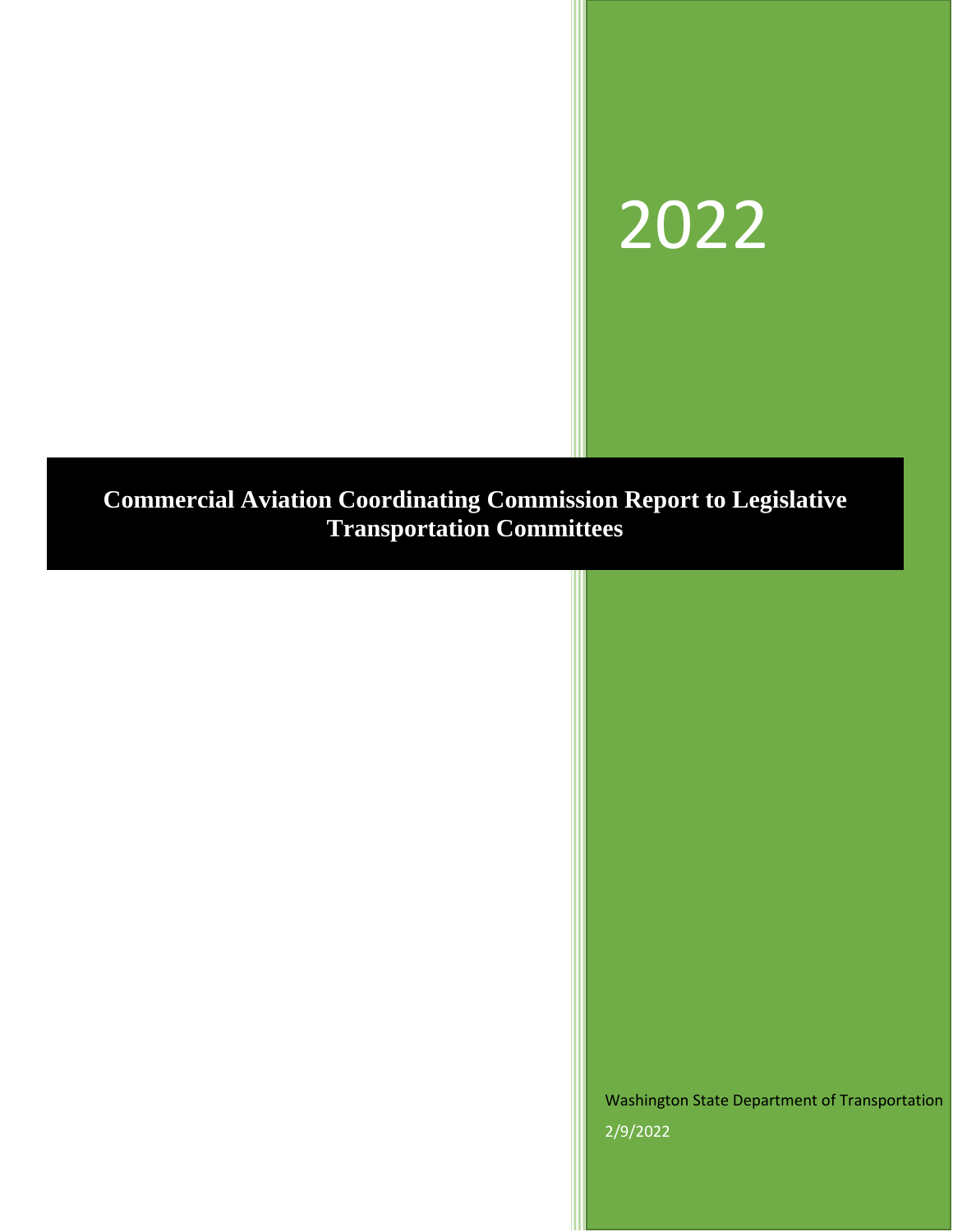2022

# Commercial Aviation Coordinating Commission Report to Legislative Transportation Committees

Washington State Department of Transportation

2/9/2022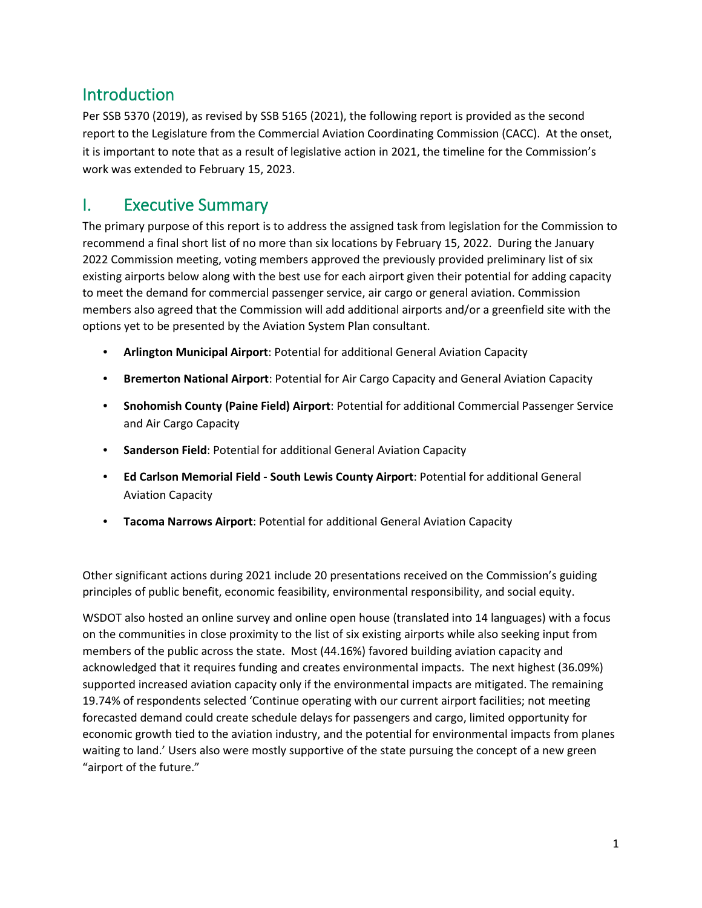## Introduction

Per SSB 5370 (2019), as revised by SSB 5165 (2021), the following report is provided as the second report to the Legislature from the Commercial Aviation Coordinating Commission (CACC). At the onset, it is important to note that as a result of legislative action in 2021, the timeline for the Commission's work was extended to February 15, 2023.

## I. Executive Summary

The primary purpose of this report is to address the assigned task from legislation for the Commission to recommend a final short list of no more than six locations by February 15, 2022. During the January 2022 Commission meeting, voting members approved the previously provided preliminary list of six existing airports below along with the best use for each airport given their potential for adding capacity to meet the demand for commercial passenger service, air cargo or general aviation. Commission members also agreed that the Commission will add additional airports and/or a greenfield site with the options yet to be presented by the Aviation System Plan consultant.

- **Arlington Municipal Airport**: Potential for additional General Aviation Capacity
- **Bremerton National Airport**: Potential for Air Cargo Capacity and General Aviation Capacity
- **Snohomish County (Paine Field) Airport**: Potential for additional Commercial Passenger Service and Air Cargo Capacity
- **Sanderson Field**: Potential for additional General Aviation Capacity
- **Ed Carlson Memorial Field - South Lewis County Airport**: Potential for additional General Aviation Capacity
- **Tacoma Narrows Airport**: Potential for additional General Aviation Capacity

Other significant actions during 2021 include 20 presentations received on the Commission's guiding principles of public benefit, economic feasibility, environmental responsibility, and social equity.

WSDOT also hosted an online survey and online open house (translated into 14 languages) with a focus on the communities in close proximity to the list of six existing airports while also seeking input from members of the public across the state. Most (44.16%) favored building aviation capacity and acknowledged that it requires funding and creates environmental impacts. The next highest (36.09%) supported increased aviation capacity only if the environmental impacts are mitigated. The remaining 19.74% of respondents selected 'Continue operating with our current airport facilities; not meeting forecasted demand could create schedule delays for passengers and cargo, limited opportunity for economic growth tied to the aviation industry, and the potential for environmental impacts from planes waiting to land.' Users also were mostly supportive of the state pursuing the concept of a new green "airport of the future."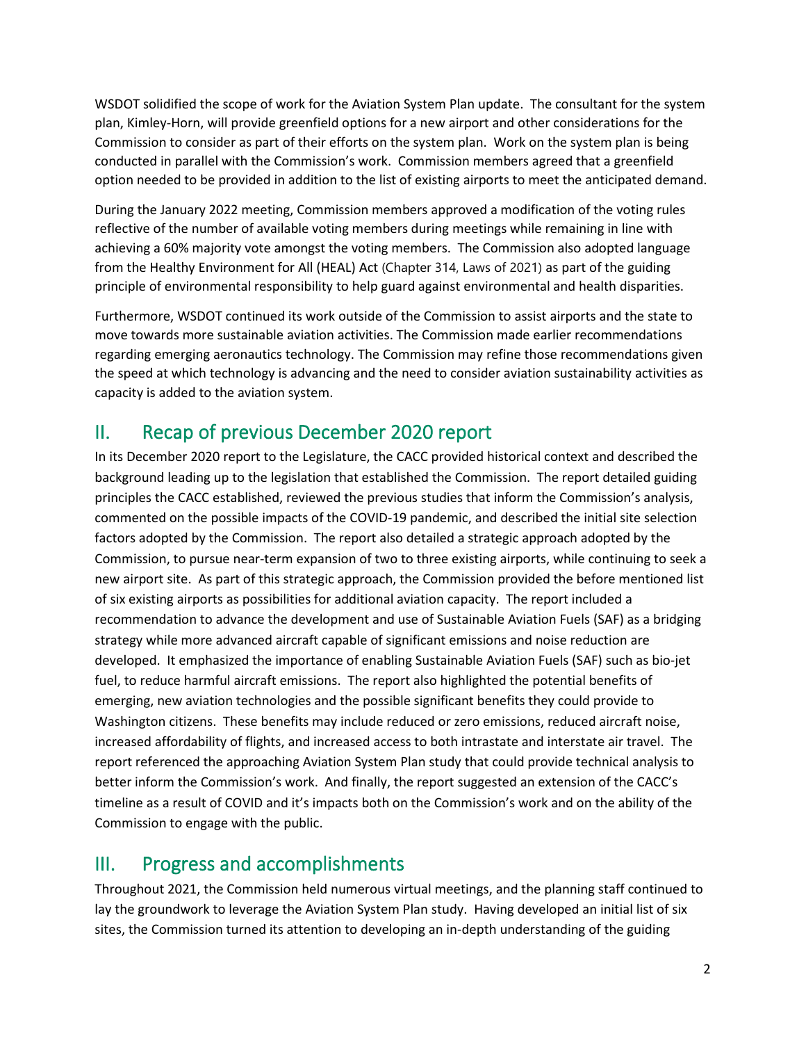WSDOT solidified the scope of work for the Aviation System Plan update. The consultant for the system plan, Kimley-Horn, will provide greenfield options for a new airport and other considerations for the Commission to consider as part of their efforts on the system plan. Work on the system plan is being conducted in parallel with the Commission's work. Commission members agreed that a greenfield option needed to be provided in addition to the list of existing airports to meet the anticipated demand.

During the January 2022 meeting, Commission members approved a modification of the voting rules reflective of the number of available voting members during meetings while remaining in line with achieving a 60% majority vote amongst the voting members. The Commission also adopted language from the Healthy Environment for All (HEAL) Act (Chapter 314, Laws of 2021) as part of the guiding principle of environmental responsibility to help guard against environmental and health disparities.

Furthermore, WSDOT continued its work outside of the Commission to assist airports and the state to move towards more sustainable aviation activities. The Commission made earlier recommendations regarding emerging aeronautics technology. The Commission may refine those recommendations given the speed at which technology is advancing and the need to consider aviation sustainability activities as capacity is added to the aviation system.

## II. Recap of previous December 2020 report

In its December 2020 report to the Legislature, the CACC provided historical context and described the background leading up to the legislation that established the Commission. The report detailed guiding principles the CACC established, reviewed the previous studies that inform the Commission's analysis, commented on the possible impacts of the COVID-19 pandemic, and described the initial site selection factors adopted by the Commission. The report also detailed a strategic approach adopted by the Commission, to pursue near-term expansion of two to three existing airports, while continuing to seek a new airport site. As part of this strategic approach, the Commission provided the before mentioned list of six existing airports as possibilities for additional aviation capacity. The report included a recommendation to advance the development and use of Sustainable Aviation Fuels (SAF) as a bridging strategy while more advanced aircraft capable of significant emissions and noise reduction are developed. It emphasized the importance of enabling Sustainable Aviation Fuels (SAF) such as bio-jet fuel, to reduce harmful aircraft emissions. The report also highlighted the potential benefits of emerging, new aviation technologies and the possible significant benefits they could provide to Washington citizens. These benefits may include reduced or zero emissions, reduced aircraft noise, increased affordability of flights, and increased access to both intrastate and interstate air travel. The report referenced the approaching Aviation System Plan study that could provide technical analysis to better inform the Commission's work. And finally, the report suggested an extension of the CACC's timeline as a result of COVID and it's impacts both on the Commission's work and on the ability of the Commission to engage with the public.

## III. Progress and accomplishments

Throughout 2021, the Commission held numerous virtual meetings, and the planning staff continued to lay the groundwork to leverage the Aviation System Plan study. Having developed an initial list of six sites, the Commission turned its attention to developing an in-depth understanding of the guiding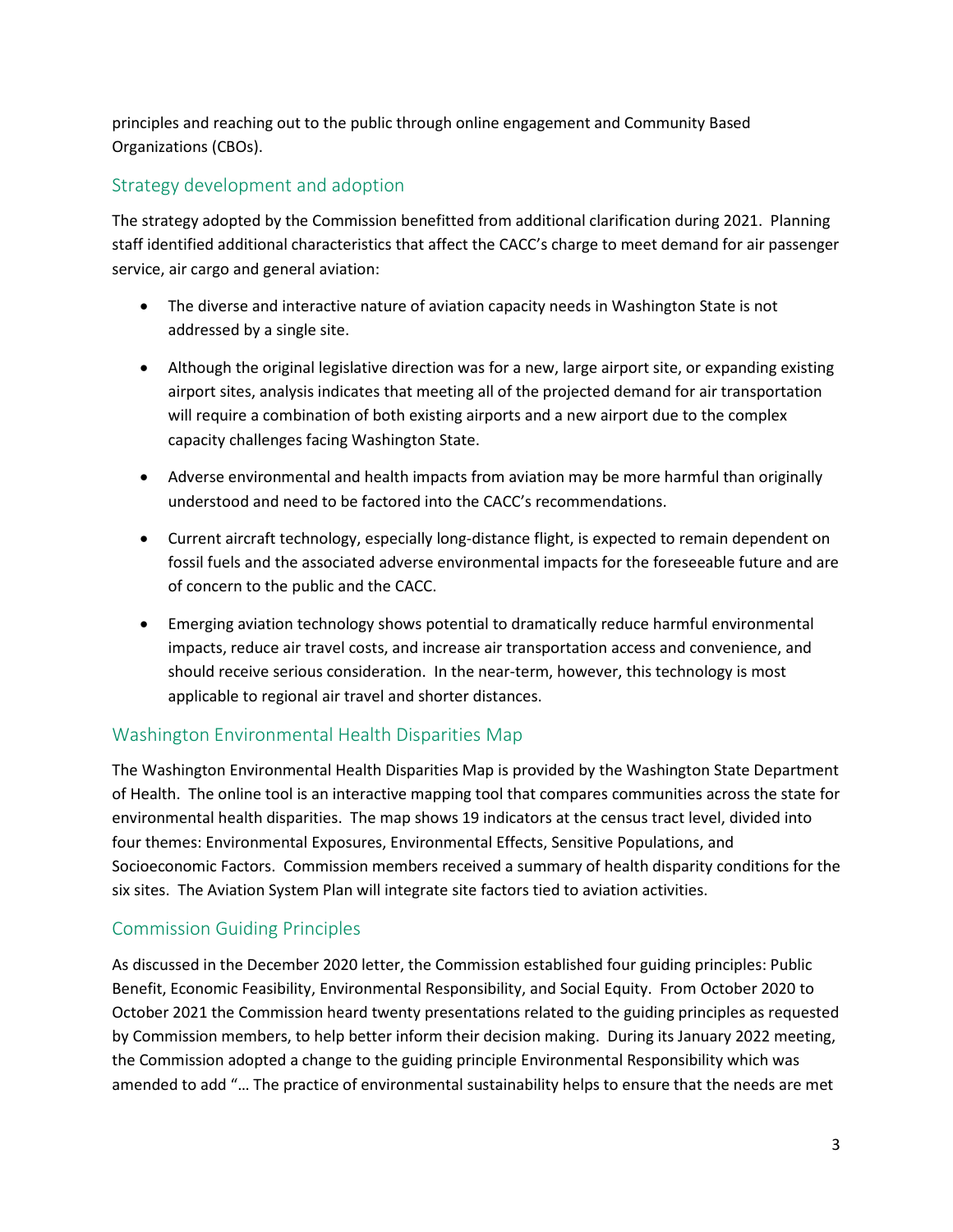principles and reaching out to the public through online engagement and Community Based Organizations (CBOs).

## Strategy development and adoption

The strategy adopted by the Commission benefitted from additional clarification during 2021. Planning staff identified additional characteristics that affect the CACC's charge to meet demand for air passenger service, air cargo and general aviation:

- The diverse and interactive nature of aviation capacity needs in Washington State is not addressed by a single site.
- Although the original legislative direction was for a new, large airport site, or expanding existing airport sites, analysis indicates that meeting all of the projected demand for air transportation will require a combination of both existing airports and a new airport due to the complex capacity challenges facing Washington State.
- Adverse environmental and health impacts from aviation may be more harmful than originally understood and need to be factored into the CACC's recommendations.
- Current aircraft technology, especially long-distance flight, is expected to remain dependent on fossil fuels and the associated adverse environmental impacts for the foreseeable future and are of concern to the public and the CACC.
- Emerging aviation technology shows potential to dramatically reduce harmful environmental impacts, reduce air travel costs, and increase air transportation access and convenience, and should receive serious consideration. In the near-term, however, this technology is most applicable to regional air travel and shorter distances.

## Washington Environmental Health Disparities Map

The Washington Environmental Health Disparities Map is provided by the Washington State Department of Health. The online tool is an interactive mapping tool that compares communities across the state for environmental health disparities. The map shows 19 indicators at the census tract level, divided into four themes: Environmental Exposures, Environmental Effects, Sensitive Populations, and Socioeconomic Factors. Commission members received a summary of health disparity conditions for the six sites. The Aviation System Plan will integrate site factors tied to aviation activities.

## Commission Guiding Principles

As discussed in the December 2020 letter, the Commission established four guiding principles: Public Benefit, Economic Feasibility, Environmental Responsibility, and Social Equity. From October 2020 to October 2021 the Commission heard twenty presentations related to the guiding principles as requested by Commission members, to help better inform their decision making. During its January 2022 meeting, the Commission adopted a change to the guiding principle Environmental Responsibility which was amended to add "… The practice of environmental sustainability helps to ensure that the needs are met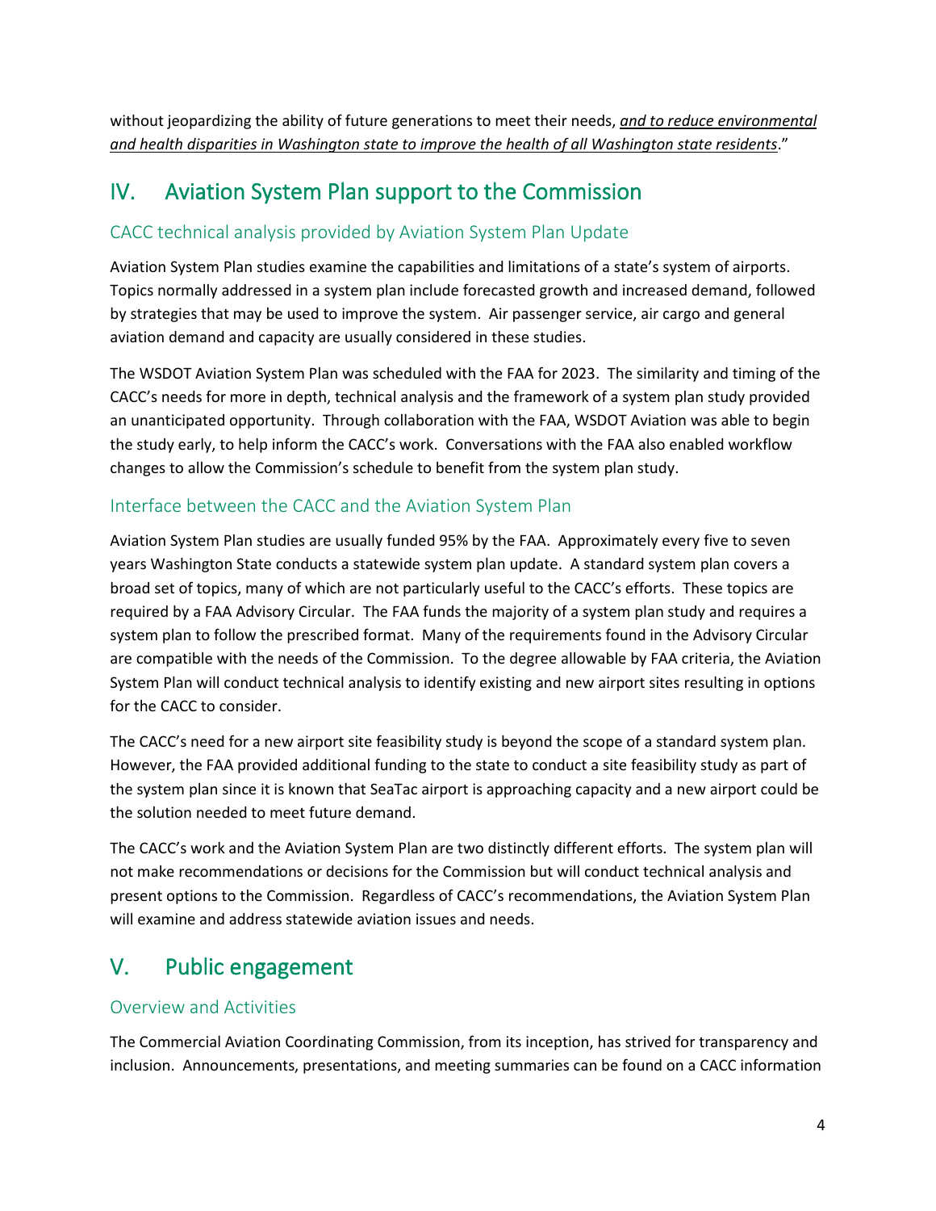without jeopardizing the ability of future generations to meet their needs, ***and to reduce environmental and health disparities in Washington state to improve the health of all Washington state residents***."

## IV. Aviation System Plan support to the Commission

### CACC technical analysis provided by Aviation System Plan Update

Aviation System Plan studies examine the capabilities and limitations of a state's system of airports. Topics normally addressed in a system plan include forecasted growth and increased demand, followed by strategies that may be used to improve the system. Air passenger service, air cargo and general aviation demand and capacity are usually considered in these studies.

The WSDOT Aviation System Plan was scheduled with the FAA for 2023. The similarity and timing of the CACC's needs for more in depth, technical analysis and the framework of a system plan study provided an unanticipated opportunity. Through collaboration with the FAA, WSDOT Aviation was able to begin the study early, to help inform the CACC's work. Conversations with the FAA also enabled workflow changes to allow the Commission's schedule to benefit from the system plan study.

### Interface between the CACC and the Aviation System Plan

Aviation System Plan studies are usually funded 95% by the FAA. Approximately every five to seven years Washington State conducts a statewide system plan update. A standard system plan covers a broad set of topics, many of which are not particularly useful to the CACC's efforts. These topics are required by a FAA Advisory Circular. The FAA funds the majority of a system plan study and requires a system plan to follow the prescribed format. Many of the requirements found in the Advisory Circular are compatible with the needs of the Commission. To the degree allowable by FAA criteria, the Aviation System Plan will conduct technical analysis to identify existing and new airport sites resulting in options for the CACC to consider.

The CACC's need for a new airport site feasibility study is beyond the scope of a standard system plan. However, the FAA provided additional funding to the state to conduct a site feasibility study as part of the system plan since it is known that SeaTac airport is approaching capacity and a new airport could be the solution needed to meet future demand.

The CACC's work and the Aviation System Plan are two distinctly different efforts. The system plan will not make recommendations or decisions for the Commission but will conduct technical analysis and present options to the Commission. Regardless of CACC's recommendations, the Aviation System Plan will examine and address statewide aviation issues and needs.

## V. Public engagement

### Overview and Activities

The Commercial Aviation Coordinating Commission, from its inception, has strived for transparency and inclusion. Announcements, presentations, and meeting summaries can be found on a CACC information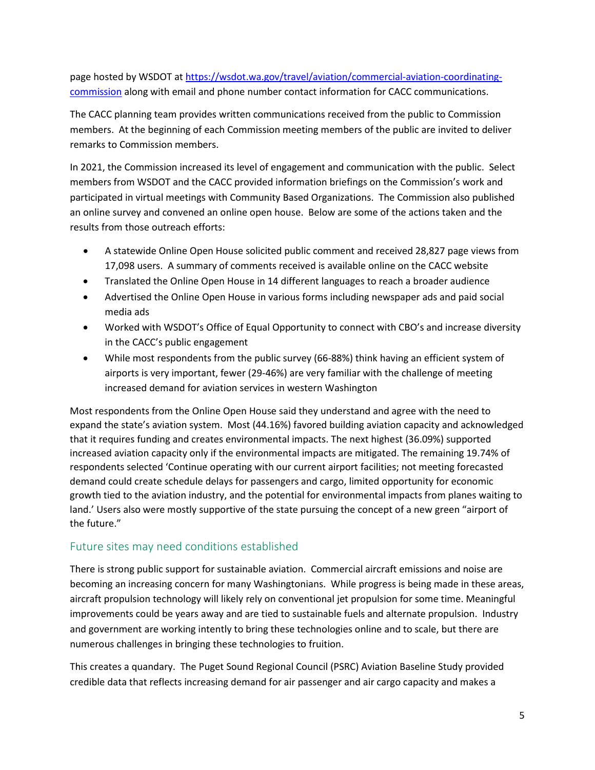page hosted by WSDOT at [https://wsdot.wa.gov/travel/aviation/commercial-aviation-coordinating-commission](https://wsdot.wa.gov/travel/aviation/commercial-aviation-coordinating-commission) along with email and phone number contact information for CACC communications.

The CACC planning team provides written communications received from the public to Commission members. At the beginning of each Commission meeting members of the public are invited to deliver remarks to Commission members.

In 2021, the Commission increased its level of engagement and communication with the public. Select members from WSDOT and the CACC provided information briefings on the Commission's work and participated in virtual meetings with Community Based Organizations. The Commission also published an online survey and convened an online open house. Below are some of the actions taken and the results from those outreach efforts:

- A statewide Online Open House solicited public comment and received 28,827 page views from 17,098 users. A summary of comments received is available online on the CACC website
- Translated the Online Open House in 14 different languages to reach a broader audience
- Advertised the Online Open House in various forms including newspaper ads and paid social media ads
- Worked with WSDOT's Office of Equal Opportunity to connect with CBO's and increase diversity in the CACC's public engagement
- While most respondents from the public survey (66-88%) think having an efficient system of airports is very important, fewer (29-46%) are very familiar with the challenge of meeting increased demand for aviation services in western Washington

Most respondents from the Online Open House said they understand and agree with the need to expand the state's aviation system. Most (44.16%) favored building aviation capacity and acknowledged that it requires funding and creates environmental impacts. The next highest (36.09%) supported increased aviation capacity only if the environmental impacts are mitigated. The remaining 19.74% of respondents selected 'Continue operating with our current airport facilities; not meeting forecasted demand could create schedule delays for passengers and cargo, limited opportunity for economic growth tied to the aviation industry, and the potential for environmental impacts from planes waiting to land.' Users also were mostly supportive of the state pursuing the concept of a new green "airport of the future."

## Future sites may need conditions established

There is strong public support for sustainable aviation. Commercial aircraft emissions and noise are becoming an increasing concern for many Washingtonians. While progress is being made in these areas, aircraft propulsion technology will likely rely on conventional jet propulsion for some time. Meaningful improvements could be years away and are tied to sustainable fuels and alternate propulsion. Industry and government are working intently to bring these technologies online and to scale, but there are numerous challenges in bringing these technologies to fruition.

This creates a quandary. The Puget Sound Regional Council (PSRC) Aviation Baseline Study provided credible data that reflects increasing demand for air passenger and air cargo capacity and makes a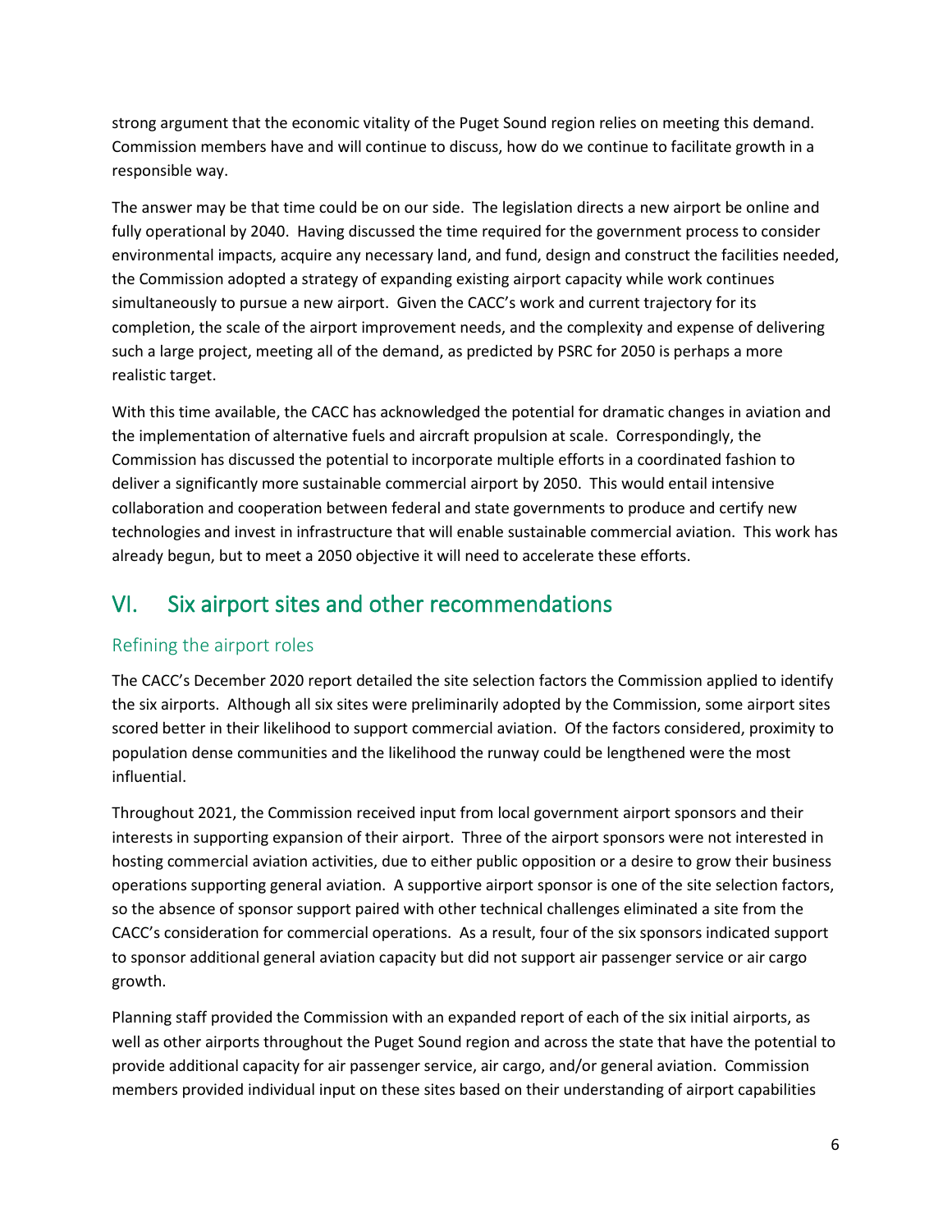strong argument that the economic vitality of the Puget Sound region relies on meeting this demand. Commission members have and will continue to discuss, how do we continue to facilitate growth in a responsible way.

The answer may be that time could be on our side. The legislation directs a new airport be online and fully operational by 2040. Having discussed the time required for the government process to consider environmental impacts, acquire any necessary land, and fund, design and construct the facilities needed, the Commission adopted a strategy of expanding existing airport capacity while work continues simultaneously to pursue a new airport. Given the CACC's work and current trajectory for its completion, the scale of the airport improvement needs, and the complexity and expense of delivering such a large project, meeting all of the demand, as predicted by PSRC for 2050 is perhaps a more realistic target.

With this time available, the CACC has acknowledged the potential for dramatic changes in aviation and the implementation of alternative fuels and aircraft propulsion at scale. Correspondingly, the Commission has discussed the potential to incorporate multiple efforts in a coordinated fashion to deliver a significantly more sustainable commercial airport by 2050. This would entail intensive collaboration and cooperation between federal and state governments to produce and certify new technologies and invest in infrastructure that will enable sustainable commercial aviation. This work has already begun, but to meet a 2050 objective it will need to accelerate these efforts.

# VI. Six airport sites and other recommendations

## Refining the airport roles

The CACC's December 2020 report detailed the site selection factors the Commission applied to identify the six airports. Although all six sites were preliminarily adopted by the Commission, some airport sites scored better in their likelihood to support commercial aviation. Of the factors considered, proximity to population dense communities and the likelihood the runway could be lengthened were the most influential.

Throughout 2021, the Commission received input from local government airport sponsors and their interests in supporting expansion of their airport. Three of the airport sponsors were not interested in hosting commercial aviation activities, due to either public opposition or a desire to grow their business operations supporting general aviation. A supportive airport sponsor is one of the site selection factors, so the absence of sponsor support paired with other technical challenges eliminated a site from the CACC's consideration for commercial operations. As a result, four of the six sponsors indicated support to sponsor additional general aviation capacity but did not support air passenger service or air cargo growth.

Planning staff provided the Commission with an expanded report of each of the six initial airports, as well as other airports throughout the Puget Sound region and across the state that have the potential to provide additional capacity for air passenger service, air cargo, and/or general aviation. Commission members provided individual input on these sites based on their understanding of airport capabilities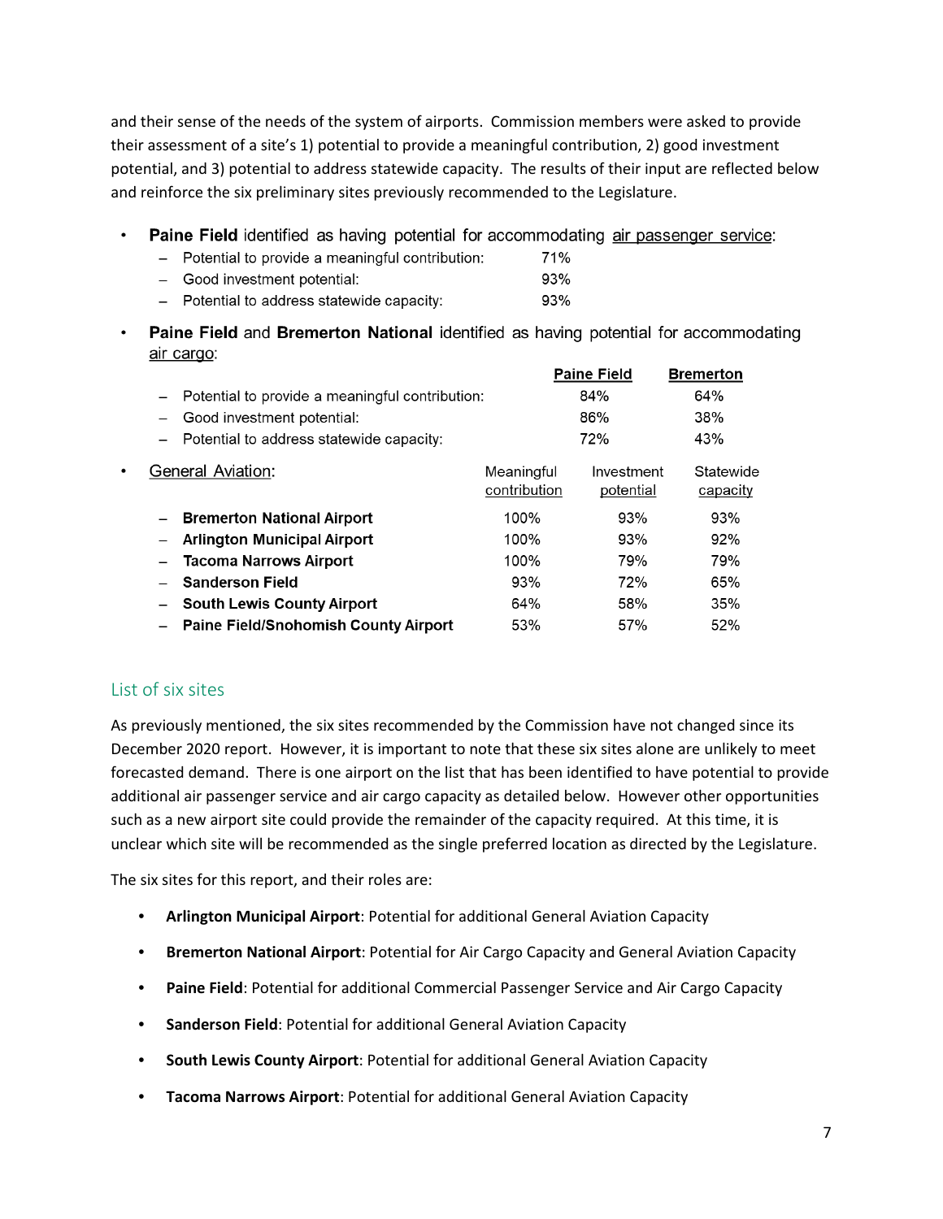and their sense of the needs of the system of airports. Commission members were asked to provide their assessment of a site's 1) potential to provide a meaningful contribution, 2) good investment potential, and 3) potential to address statewide capacity. The results of their input are reflected below and reinforce the six preliminary sites previously recommended to the Legislature.

- **Paine Field** identified as having potential for accommodating air passenger service:
  - Potential to provide a meaningful contribution: 71%
  - Good investment potential: 93%
  - Potential to address statewide capacity: 93%
- **Paine Field** and **Bremerton National** identified as having potential for accommodating air cargo:

| | Paine Field | Bremerton |
|---|---|---|
| – Potential to provide a meaningful contribution: | 84% | 64% |
| – Good investment potential: | 86% | 38% |
| – Potential to address statewide capacity: | 72% | 43% |

- General Aviation:

| | Meaningful contribution | Investment potential | Statewide capacity |
|---|---|---|---|
| – **Bremerton National Airport** | 100% | 93% | 93% |
| – **Arlington Municipal Airport** | 100% | 93% | 92% |
| – **Tacoma Narrows Airport** | 100% | 79% | 79% |
| – **Sanderson Field** | 93% | 72% | 65% |
| – **South Lewis County Airport** | 64% | 58% | 35% |
| – **Paine Field/Snohomish County Airport** | 53% | 57% | 52% |

## List of six sites

As previously mentioned, the six sites recommended by the Commission have not changed since its December 2020 report. However, it is important to note that these six sites alone are unlikely to meet forecasted demand. There is one airport on the list that has been identified to have potential to provide additional air passenger service and air cargo capacity as detailed below. However other opportunities such as a new airport site could provide the remainder of the capacity required. At this time, it is unclear which site will be recommended as the single preferred location as directed by the Legislature.

The six sites for this report, and their roles are:

- **Arlington Municipal Airport**: Potential for additional General Aviation Capacity
- **Bremerton National Airport**: Potential for Air Cargo Capacity and General Aviation Capacity
- **Paine Field**: Potential for additional Commercial Passenger Service and Air Cargo Capacity
- **Sanderson Field**: Potential for additional General Aviation Capacity
- **South Lewis County Airport**: Potential for additional General Aviation Capacity
- **Tacoma Narrows Airport**: Potential for additional General Aviation Capacity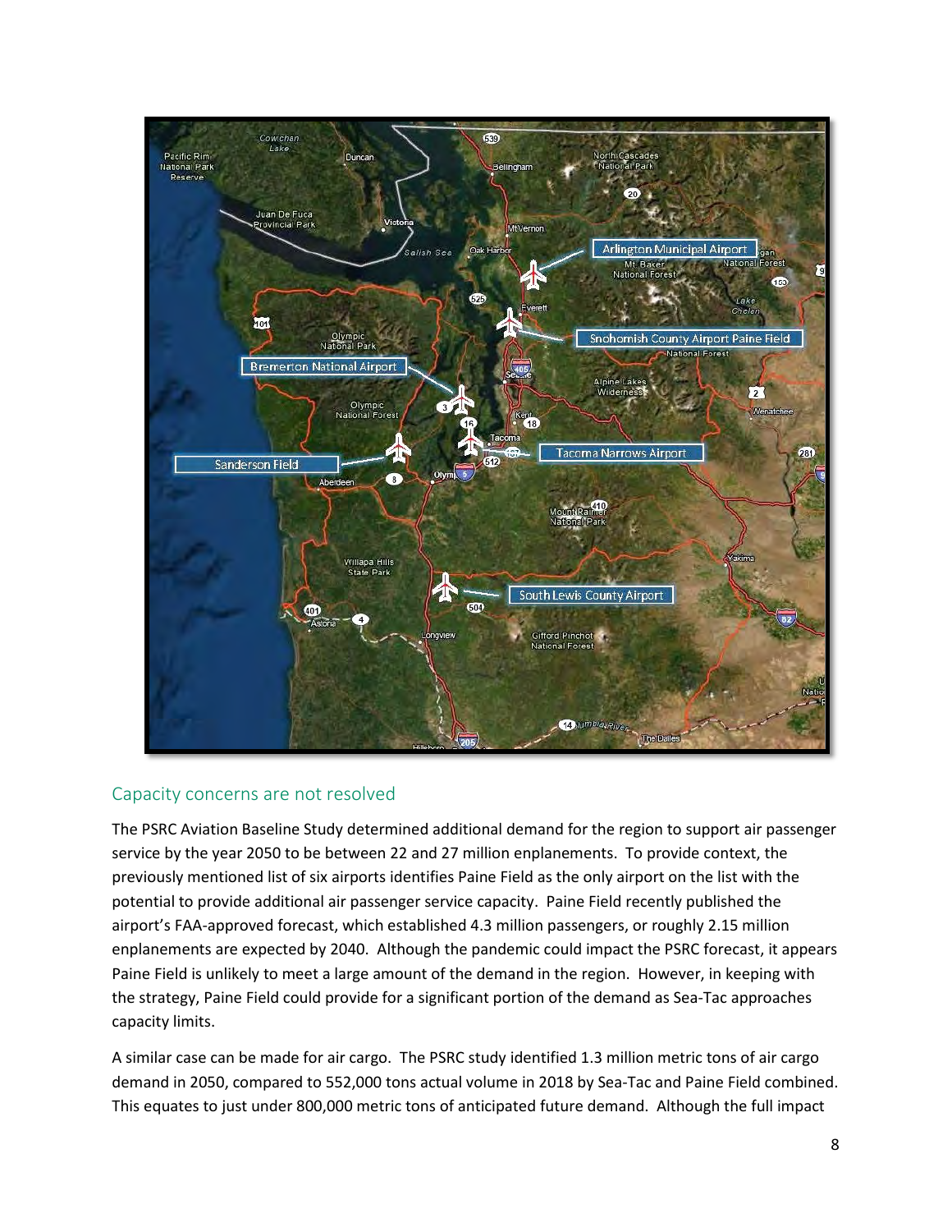## Capacity concerns are not resolved

The PSRC Aviation Baseline Study determined additional demand for the region to support air passenger service by the year 2050 to be between 22 and 27 million enplanements. To provide context, the previously mentioned list of six airports identifies Paine Field as the only airport on the list with the potential to provide additional air passenger service capacity. Paine Field recently published the airport's FAA-approved forecast, which established 4.3 million passengers, or roughly 2.15 million enplanements are expected by 2040. Although the pandemic could impact the PSRC forecast, it appears Paine Field is unlikely to meet a large amount of the demand in the region. However, in keeping with the strategy, Paine Field could provide for a significant portion of the demand as Sea-Tac approaches capacity limits.

A similar case can be made for air cargo. The PSRC study identified 1.3 million metric tons of air cargo demand in 2050, compared to 552,000 tons actual volume in 2018 by Sea-Tac and Paine Field combined. This equates to just under 800,000 metric tons of anticipated future demand. Although the full impact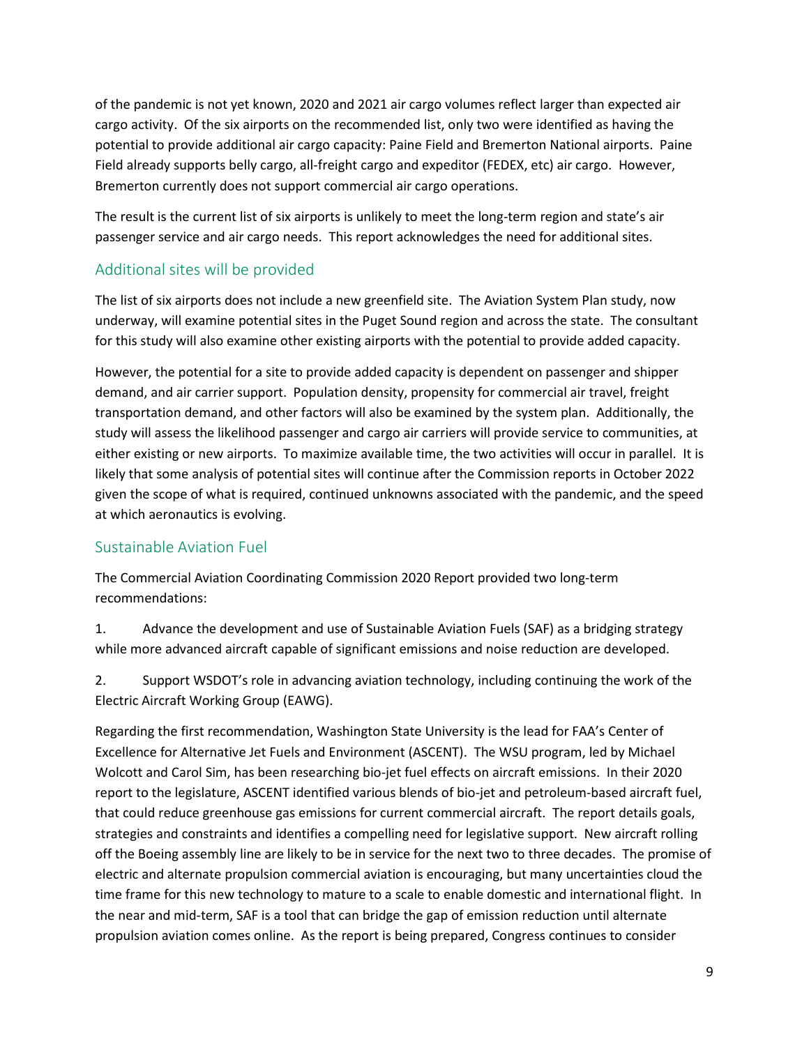of the pandemic is not yet known, 2020 and 2021 air cargo volumes reflect larger than expected air cargo activity. Of the six airports on the recommended list, only two were identified as having the potential to provide additional air cargo capacity: Paine Field and Bremerton National airports. Paine Field already supports belly cargo, all-freight cargo and expeditor (FEDEX, etc) air cargo. However, Bremerton currently does not support commercial air cargo operations.

The result is the current list of six airports is unlikely to meet the long-term region and state's air passenger service and air cargo needs. This report acknowledges the need for additional sites.

## Additional sites will be provided

The list of six airports does not include a new greenfield site. The Aviation System Plan study, now underway, will examine potential sites in the Puget Sound region and across the state. The consultant for this study will also examine other existing airports with the potential to provide added capacity.

However, the potential for a site to provide added capacity is dependent on passenger and shipper demand, and air carrier support. Population density, propensity for commercial air travel, freight transportation demand, and other factors will also be examined by the system plan. Additionally, the study will assess the likelihood passenger and cargo air carriers will provide service to communities, at either existing or new airports. To maximize available time, the two activities will occur in parallel. It is likely that some analysis of potential sites will continue after the Commission reports in October 2022 given the scope of what is required, continued unknowns associated with the pandemic, and the speed at which aeronautics is evolving.

## Sustainable Aviation Fuel

The Commercial Aviation Coordinating Commission 2020 Report provided two long-term recommendations:

1. Advance the development and use of Sustainable Aviation Fuels (SAF) as a bridging strategy while more advanced aircraft capable of significant emissions and noise reduction are developed.

2. Support WSDOT's role in advancing aviation technology, including continuing the work of the Electric Aircraft Working Group (EAWG).

Regarding the first recommendation, Washington State University is the lead for FAA's Center of Excellence for Alternative Jet Fuels and Environment (ASCENT). The WSU program, led by Michael Wolcott and Carol Sim, has been researching bio-jet fuel effects on aircraft emissions. In their 2020 report to the legislature, ASCENT identified various blends of bio-jet and petroleum-based aircraft fuel, that could reduce greenhouse gas emissions for current commercial aircraft. The report details goals, strategies and constraints and identifies a compelling need for legislative support. New aircraft rolling off the Boeing assembly line are likely to be in service for the next two to three decades. The promise of electric and alternate propulsion commercial aviation is encouraging, but many uncertainties cloud the time frame for this new technology to mature to a scale to enable domestic and international flight. In the near and mid-term, SAF is a tool that can bridge the gap of emission reduction until alternate propulsion aviation comes online. As the report is being prepared, Congress continues to consider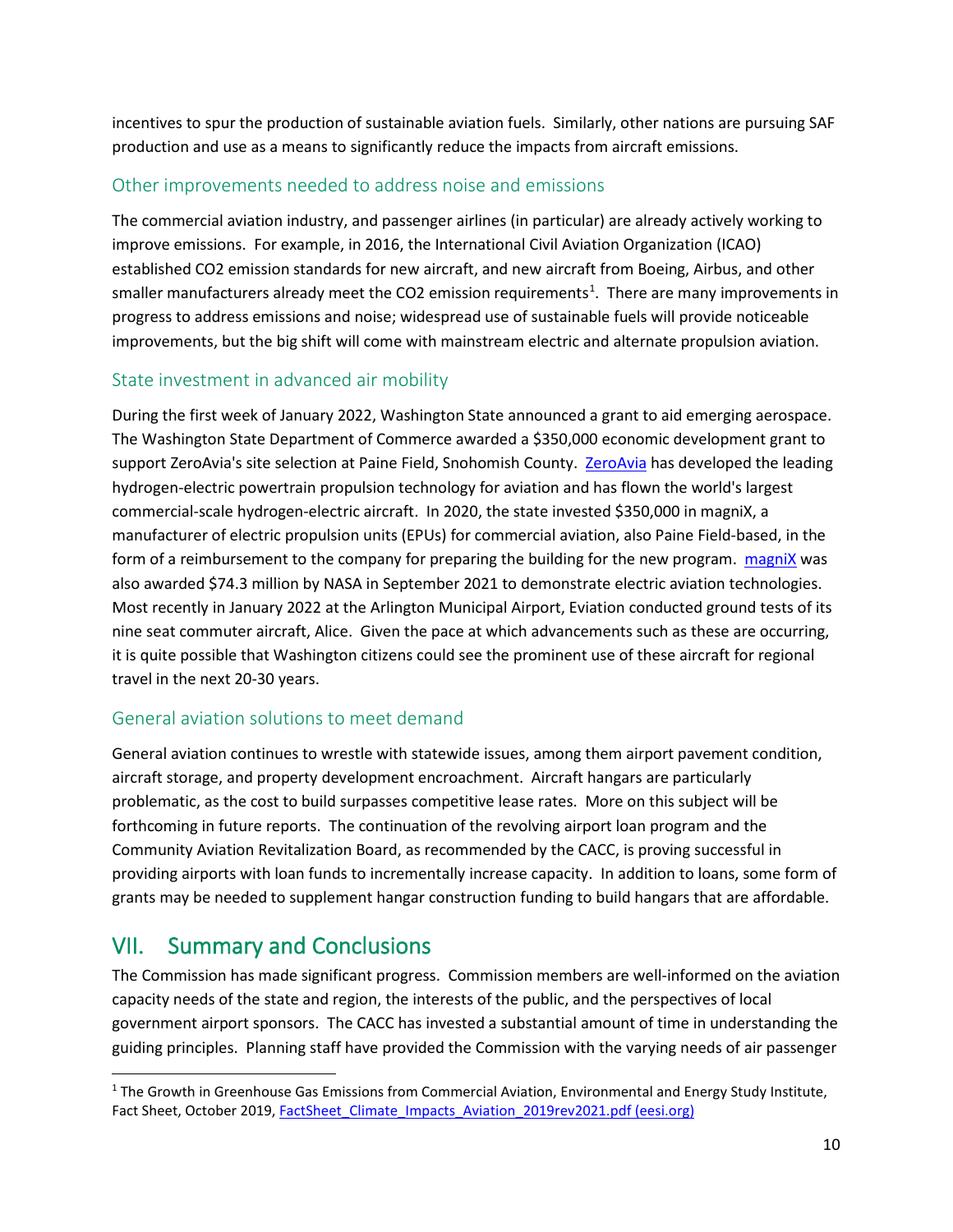incentives to spur the production of sustainable aviation fuels. Similarly, other nations are pursuing SAF production and use as a means to significantly reduce the impacts from aircraft emissions.

### Other improvements needed to address noise and emissions

The commercial aviation industry, and passenger airlines (in particular) are already actively working to improve emissions. For example, in 2016, the International Civil Aviation Organization (ICAO) established CO2 emission standards for new aircraft, and new aircraft from Boeing, Airbus, and other smaller manufacturers already meet the CO2 emission requirements[1]. There are many improvements in progress to address emissions and noise; widespread use of sustainable fuels will provide noticeable improvements, but the big shift will come with mainstream electric and alternate propulsion aviation.

### State investment in advanced air mobility

During the first week of January 2022, Washington State announced a grant to aid emerging aerospace. The Washington State Department of Commerce awarded a $350,000 economic development grant to support ZeroAvia's site selection at Paine Field, Snohomish County. ZeroAvia has developed the leading hydrogen-electric powertrain propulsion technology for aviation and has flown the world's largest commercial-scale hydrogen-electric aircraft. In 2020, the state invested $350,000 in magniX, a manufacturer of electric propulsion units (EPUs) for commercial aviation, also Paine Field-based, in the form of a reimbursement to the company for preparing the building for the new program. magniX was also awarded $74.3 million by NASA in September 2021 to demonstrate electric aviation technologies. Most recently in January 2022 at the Arlington Municipal Airport, Eviation conducted ground tests of its nine seat commuter aircraft, Alice. Given the pace at which advancements such as these are occurring, it is quite possible that Washington citizens could see the prominent use of these aircraft for regional travel in the next 20-30 years.

### General aviation solutions to meet demand

General aviation continues to wrestle with statewide issues, among them airport pavement condition, aircraft storage, and property development encroachment. Aircraft hangars are particularly problematic, as the cost to build surpasses competitive lease rates. More on this subject will be forthcoming in future reports. The continuation of the revolving airport loan program and the Community Aviation Revitalization Board, as recommended by the CACC, is proving successful in providing airports with loan funds to incrementally increase capacity. In addition to loans, some form of grants may be needed to supplement hangar construction funding to build hangars that are affordable.

## VII. Summary and Conclusions

The Commission has made significant progress. Commission members are well-informed on the aviation capacity needs of the state and region, the interests of the public, and the perspectives of local government airport sponsors. The CACC has invested a substantial amount of time in understanding the guiding principles. Planning staff have provided the Commission with the varying needs of air passenger

---

[1] The Growth in Greenhouse Gas Emissions from Commercial Aviation, Environmental and Energy Study Institute, Fact Sheet, October 2019, FactSheet_Climate_Impacts_Aviation_2019rev2021.pdf (eesi.org)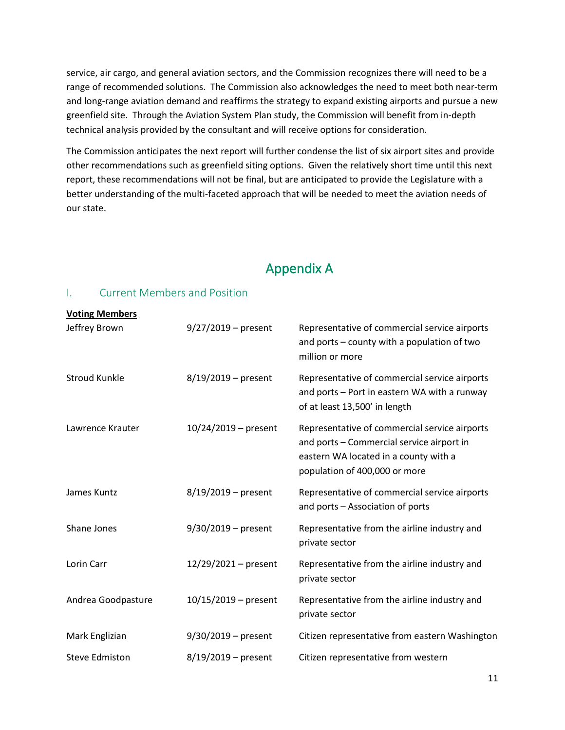service, air cargo, and general aviation sectors, and the Commission recognizes there will need to be a range of recommended solutions. The Commission also acknowledges the need to meet both near-term and long-range aviation demand and reaffirms the strategy to expand existing airports and pursue a new greenfield site. Through the Aviation System Plan study, the Commission will benefit from in-depth technical analysis provided by the consultant and will receive options for consideration.

The Commission anticipates the next report will further condense the list of six airport sites and provide other recommendations such as greenfield siting options. Given the relatively short time until this next report, these recommendations will not be final, but are anticipated to provide the Legislature with a better understanding of the multi-faceted approach that will be needed to meet the aviation needs of our state.

# Appendix A

## I. Current Members and Position

**Voting Members**

| | | |
|---|---|---|
| Jeffrey Brown | 9/27/2019 – present | Representative of commercial service airports and ports – county with a population of two million or more |
| Stroud Kunkle | 8/19/2019 – present | Representative of commercial service airports and ports – Port in eastern WA with a runway of at least 13,500' in length |
| Lawrence Krauter | 10/24/2019 – present | Representative of commercial service airports and ports – Commercial service airport in eastern WA located in a county with a population of 400,000 or more |
| James Kuntz | 8/19/2019 – present | Representative of commercial service airports and ports – Association of ports |
| Shane Jones | 9/30/2019 – present | Representative from the airline industry and private sector |
| Lorin Carr | 12/29/2021 – present | Representative from the airline industry and private sector |
| Andrea Goodpasture | 10/15/2019 – present | Representative from the airline industry and private sector |
| Mark Englizian | 9/30/2019 – present | Citizen representative from eastern Washington |
| Steve Edmiston | 8/19/2019 – present | Citizen representative from western |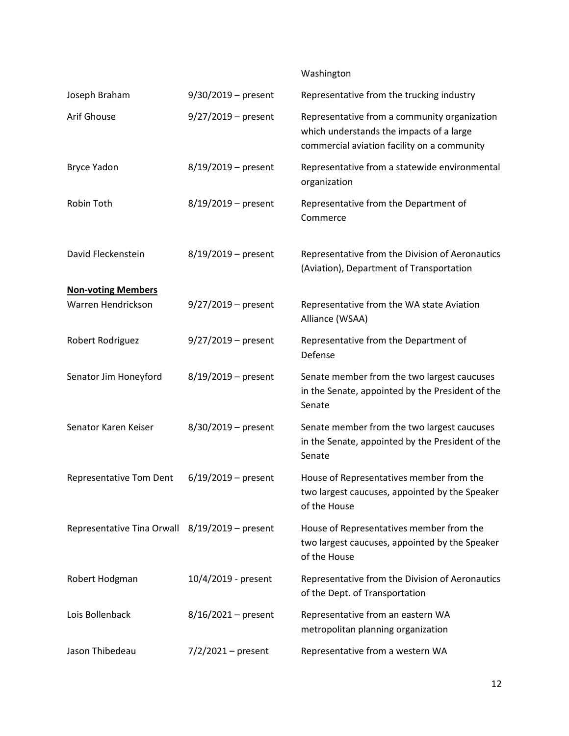| | | Washington |
|---|---|---|
| Joseph Braham | 9/30/2019 – present | Representative from the trucking industry |
| Arif Ghouse | 9/27/2019 – present | Representative from a community organization which understands the impacts of a large commercial aviation facility on a community |
| Bryce Yadon | 8/19/2019 – present | Representative from a statewide environmental organization |
| Robin Toth | 8/19/2019 – present | Representative from the Department of Commerce |
| David Fleckenstein | 8/19/2019 – present | Representative from the Division of Aeronautics (Aviation), Department of Transportation |
| **Non-voting Members** | | |
| Warren Hendrickson | 9/27/2019 – present | Representative from the WA state Aviation Alliance (WSAA) |
| Robert Rodriguez | 9/27/2019 – present | Representative from the Department of Defense |
| Senator Jim Honeyford | 8/19/2019 – present | Senate member from the two largest caucuses in the Senate, appointed by the President of the Senate |
| Senator Karen Keiser | 8/30/2019 – present | Senate member from the two largest caucuses in the Senate, appointed by the President of the Senate |
| Representative Tom Dent | 6/19/2019 – present | House of Representatives member from the two largest caucuses, appointed by the Speaker of the House |
| Representative Tina Orwall | 8/19/2019 – present | House of Representatives member from the two largest caucuses, appointed by the Speaker of the House |
| Robert Hodgman | 10/4/2019 - present | Representative from the Division of Aeronautics of the Dept. of Transportation |
| Lois Bollenback | 8/16/2021 – present | Representative from an eastern WA metropolitan planning organization |
| Jason Thibedeau | 7/2/2021 – present | Representative from a western WA |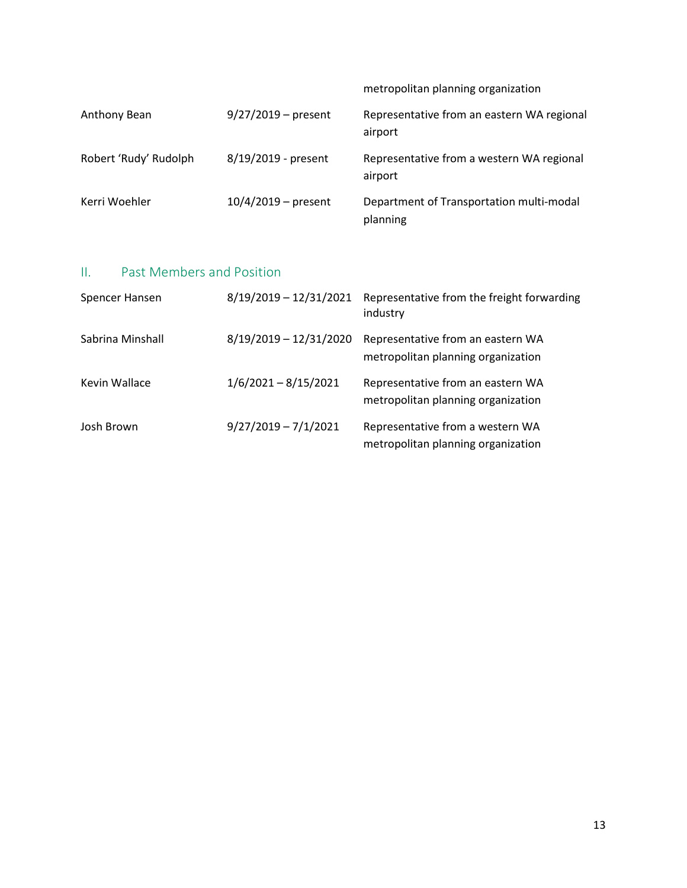| | | |
|---|---|---|
| | | metropolitan planning organization |
| Anthony Bean | 9/27/2019 – present | Representative from an eastern WA regional airport |
| Robert 'Rudy' Rudolph | 8/19/2019 - present | Representative from a western WA regional airport |
| Kerri Woehler | 10/4/2019 – present | Department of Transportation multi-modal planning |

## II. Past Members and Position

| | | |
|---|---|---|
| Spencer Hansen | 8/19/2019 – 12/31/2021 | Representative from the freight forwarding industry |
| Sabrina Minshall | 8/19/2019 – 12/31/2020 | Representative from an eastern WA metropolitan planning organization |
| Kevin Wallace | 1/6/2021 – 8/15/2021 | Representative from an eastern WA metropolitan planning organization |
| Josh Brown | 9/27/2019 – 7/1/2021 | Representative from a western WA metropolitan planning organization |